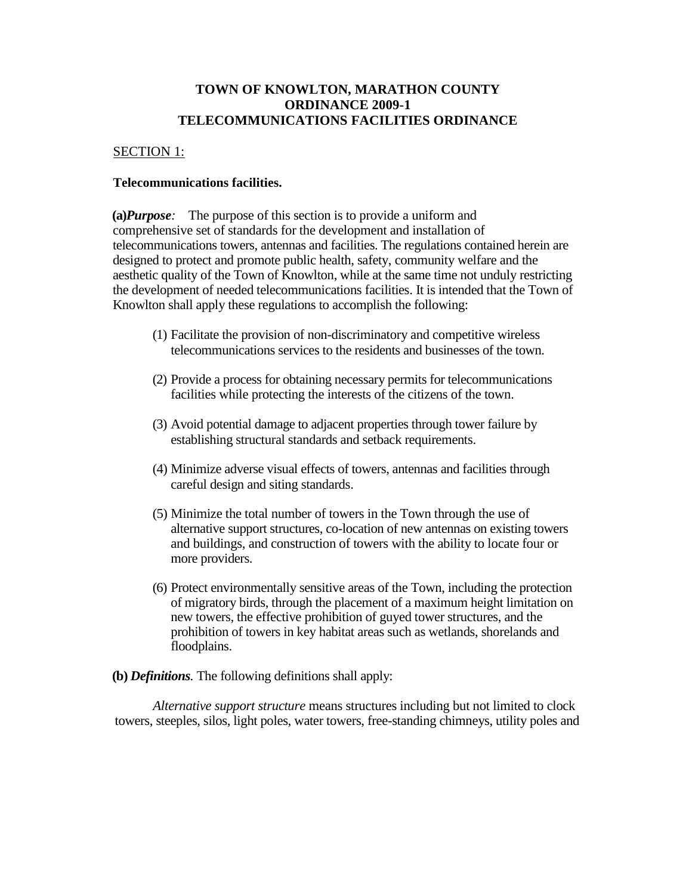# TOWN OF KNOWLTON, MARATHON COUNTY
# ORDINANCE 2009-1
# TELECOMMUNICATIONS FACILITIES ORDINANCE

SECTION 1:

**Telecommunications facilities.**

**(a)** ***Purpose****:* The purpose of this section is to provide a uniform and comprehensive set of standards for the development and installation of telecommunications towers, antennas and facilities. The regulations contained herein are designed to protect and promote public health, safety, community welfare and the aesthetic quality of the Town of Knowlton, while at the same time not unduly restricting the development of needed telecommunications facilities. It is intended that the Town of Knowlton shall apply these regulations to accomplish the following:

(1) Facilitate the provision of non-discriminatory and competitive wireless telecommunications services to the residents and businesses of the town.

(2) Provide a process for obtaining necessary permits for telecommunications facilities while protecting the interests of the citizens of the town.

(3) Avoid potential damage to adjacent properties through tower failure by establishing structural standards and setback requirements.

(4) Minimize adverse visual effects of towers, antennas and facilities through careful design and siting standards.

(5) Minimize the total number of towers in the Town through the use of alternative support structures, co-location of new antennas on existing towers and buildings, and construction of towers with the ability to locate four or more providers.

(6) Protect environmentally sensitive areas of the Town, including the protection of migratory birds, through the placement of a maximum height limitation on new towers, the effective prohibition of guyed tower structures, and the prohibition of towers in key habitat areas such as wetlands, shorelands and floodplains.

**(b)** ***Definitions****.* The following definitions shall apply:

*Alternative support structure* means structures including but not limited to clock towers, steeples, silos, light poles, water towers, free-standing chimneys, utility poles and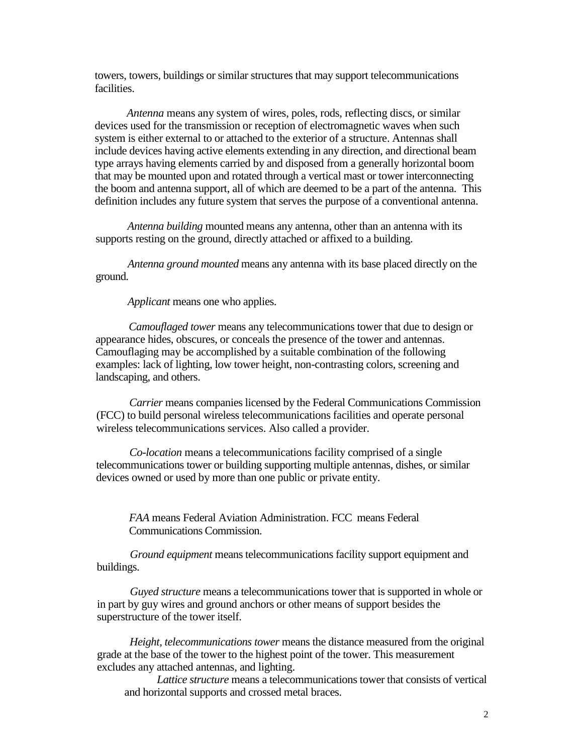towers, towers, buildings or similar structures that may support telecommunications facilities.

*Antenna* means any system of wires, poles, rods, reflecting discs, or similar devices used for the transmission or reception of electromagnetic waves when such system is either external to or attached to the exterior of a structure. Antennas shall include devices having active elements extending in any direction, and directional beam type arrays having elements carried by and disposed from a generally horizontal boom that may be mounted upon and rotated through a vertical mast or tower interconnecting the boom and antenna support, all of which are deemed to be a part of the antenna. This definition includes any future system that serves the purpose of a conventional antenna.

*Antenna building* mounted means any antenna, other than an antenna with its supports resting on the ground, directly attached or affixed to a building.

*Antenna ground mounted* means any antenna with its base placed directly on the ground.

*Applicant* means one who applies.

*Camouflaged tower* means any telecommunications tower that due to design or appearance hides, obscures, or conceals the presence of the tower and antennas. Camouflaging may be accomplished by a suitable combination of the following examples: lack of lighting, low tower height, non-contrasting colors, screening and landscaping, and others.

*Carrier* means companies licensed by the Federal Communications Commission (FCC) to build personal wireless telecommunications facilities and operate personal wireless telecommunications services. Also called a provider.

*Co-location* means a telecommunications facility comprised of a single telecommunications tower or building supporting multiple antennas, dishes, or similar devices owned or used by more than one public or private entity.

*FAA* means Federal Aviation Administration. FCC means Federal Communications Commission.

*Ground equipment* means telecommunications facility support equipment and buildings.

*Guyed structure* means a telecommunications tower that is supported in whole or in part by guy wires and ground anchors or other means of support besides the superstructure of the tower itself.

*Height, telecommunications tower* means the distance measured from the original grade at the base of the tower to the highest point of the tower. This measurement excludes any attached antennas, and lighting.

*Lattice structure* means a telecommunications tower that consists of vertical and horizontal supports and crossed metal braces.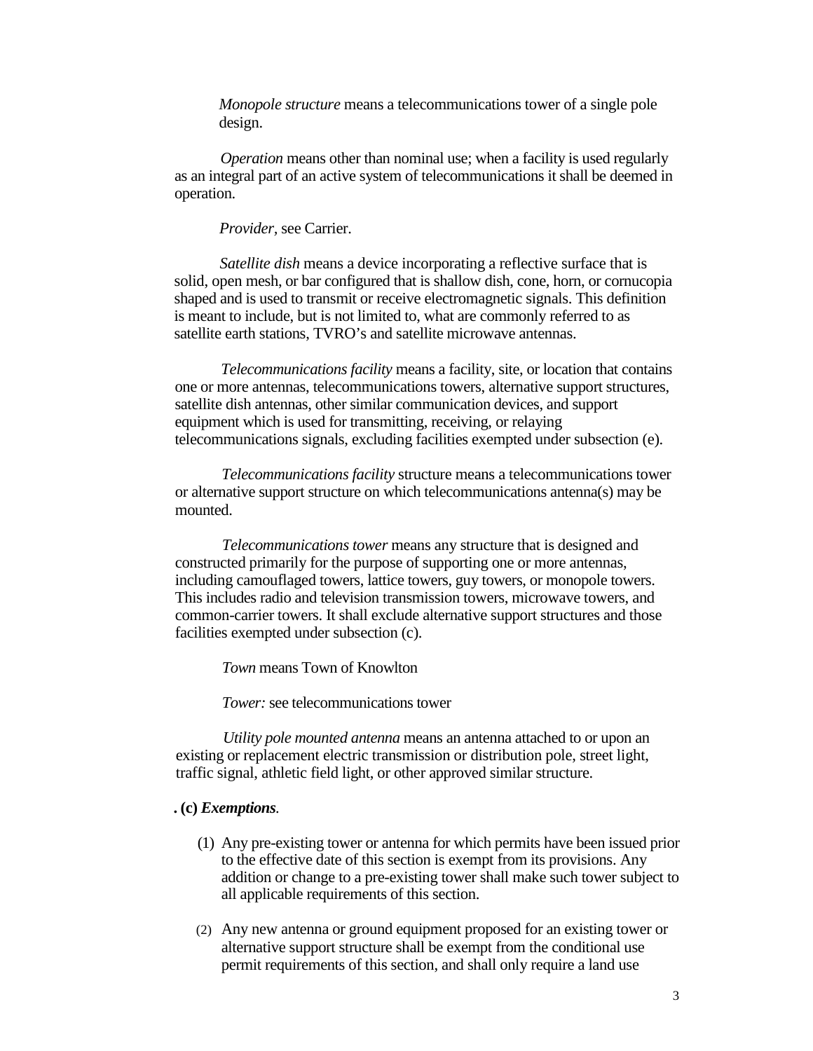*Monopole structure* means a telecommunications tower of a single pole design.

*Operation* means other than nominal use; when a facility is used regularly as an integral part of an active system of telecommunications it shall be deemed in operation.

*Provider*, see Carrier.

*Satellite dish* means a device incorporating a reflective surface that is solid, open mesh, or bar configured that is shallow dish, cone, horn, or cornucopia shaped and is used to transmit or receive electromagnetic signals. This definition is meant to include, but is not limited to, what are commonly referred to as satellite earth stations, TVRO's and satellite microwave antennas.

*Telecommunications facility* means a facility, site, or location that contains one or more antennas, telecommunications towers, alternative support structures, satellite dish antennas, other similar communication devices, and support equipment which is used for transmitting, receiving, or relaying telecommunications signals, excluding facilities exempted under subsection (e).

*Telecommunications facility* structure means a telecommunications tower or alternative support structure on which telecommunications antenna(s) may be mounted.

*Telecommunications tower* means any structure that is designed and constructed primarily for the purpose of supporting one or more antennas, including camouflaged towers, lattice towers, guy towers, or monopole towers. This includes radio and television transmission towers, microwave towers, and common-carrier towers. It shall exclude alternative support structures and those facilities exempted under subsection (c).

*Town* means Town of Knowlton

*Tower:* see telecommunications tower

*Utility pole mounted antenna* means an antenna attached to or upon an existing or replacement electric transmission or distribution pole, street light, traffic signal, athletic field light, or other approved similar structure.

**. (c) *Exemptions*.**

(1) Any pre-existing tower or antenna for which permits have been issued prior to the effective date of this section is exempt from its provisions. Any addition or change to a pre-existing tower shall make such tower subject to all applicable requirements of this section.

(2) Any new antenna or ground equipment proposed for an existing tower or alternative support structure shall be exempt from the conditional use permit requirements of this section, and shall only require a land use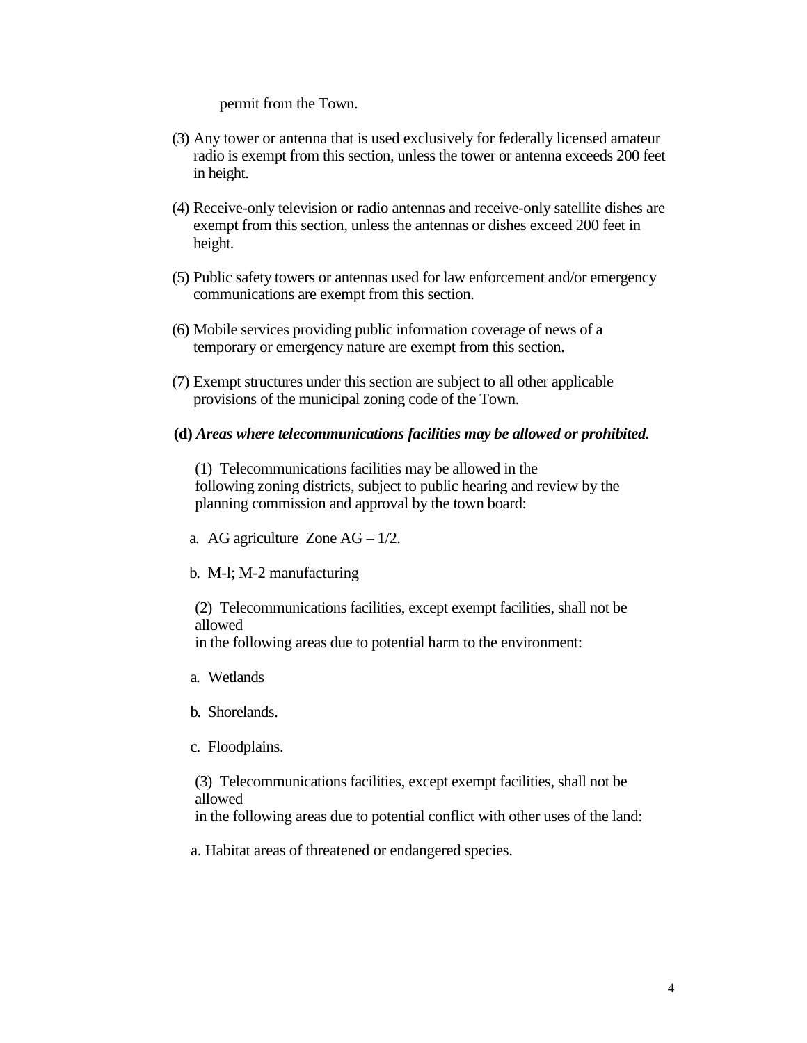permit from the Town.

(3) Any tower or antenna that is used exclusively for federally licensed amateur radio is exempt from this section, unless the tower or antenna exceeds 200 feet in height.

(4) Receive-only television or radio antennas and receive-only satellite dishes are exempt from this section, unless the antennas or dishes exceed 200 feet in height.

(5) Public safety towers or antennas used for law enforcement and/or emergency communications are exempt from this section.

(6) Mobile services providing public information coverage of news of a temporary or emergency nature are exempt from this section.

(7) Exempt structures under this section are subject to all other applicable provisions of the municipal zoning code of the Town.

**(d)** ***Areas where telecommunications facilities may be allowed or prohibited.***

(1) Telecommunications facilities may be allowed in the following zoning districts, subject to public hearing and review by the planning commission and approval by the town board:

a. AG agriculture Zone AG – 1/2.

b. M-l; M-2 manufacturing

(2) Telecommunications facilities, except exempt facilities, shall not be allowed in the following areas due to potential harm to the environment:

a. Wetlands

b. Shorelands.

c. Floodplains.

(3) Telecommunications facilities, except exempt facilities, shall not be allowed in the following areas due to potential conflict with other uses of the land:

a. Habitat areas of threatened or endangered species.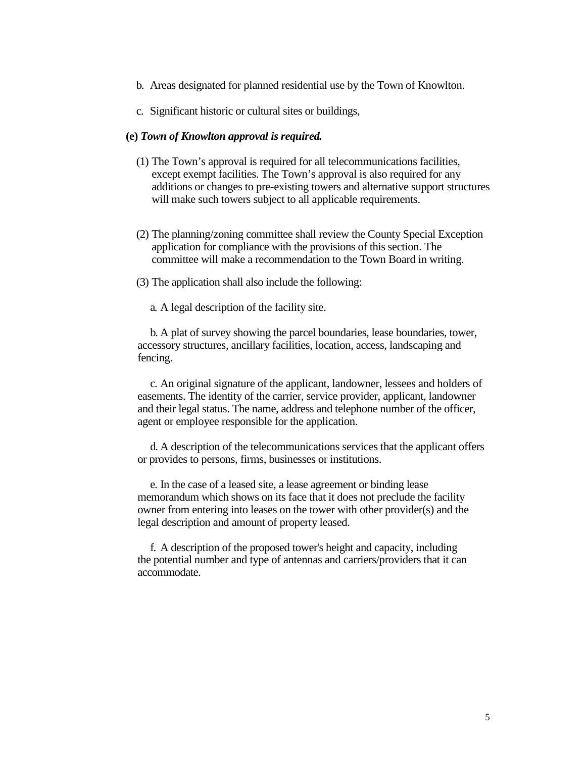b. Areas designated for planned residential use by the Town of Knowlton.

c. Significant historic or cultural sites or buildings,

**(e)** ***Town of Knowlton approval is required.***

(1) The Town's approval is required for all telecommunications facilities, except exempt facilities. The Town's approval is also required for any additions or changes to pre-existing towers and alternative support structures will make such towers subject to all applicable requirements.

(2) The planning/zoning committee shall review the County Special Exception application for compliance with the provisions of this section. The committee will make a recommendation to the Town Board in writing.

(3) The application shall also include the following:

a. A legal description of the facility site.

b. A plat of survey showing the parcel boundaries, lease boundaries, tower, accessory structures, ancillary facilities, location, access, landscaping and fencing.

c. An original signature of the applicant, landowner, lessees and holders of easements. The identity of the carrier, service provider, applicant, landowner and their legal status. The name, address and telephone number of the officer, agent or employee responsible for the application.

d. A description of the telecommunications services that the applicant offers or provides to persons, firms, businesses or institutions.

e. In the case of a leased site, a lease agreement or binding lease memorandum which shows on its face that it does not preclude the facility owner from entering into leases on the tower with other provider(s) and the legal description and amount of property leased.

f. A description of the proposed tower's height and capacity, including the potential number and type of antennas and carriers/providers that it can accommodate.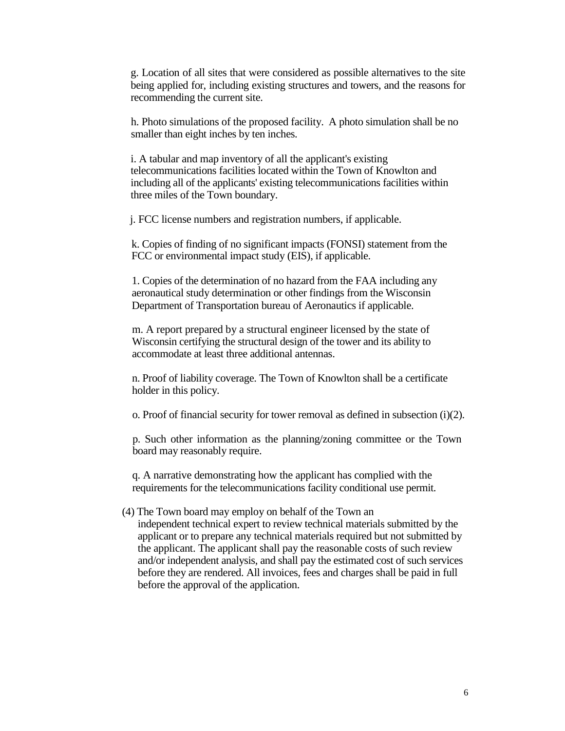g. Location of all sites that were considered as possible alternatives to the site being applied for, including existing structures and towers, and the reasons for recommending the current site.

h. Photo simulations of the proposed facility. A photo simulation shall be no smaller than eight inches by ten inches.

i. A tabular and map inventory of all the applicant's existing telecommunications facilities located within the Town of Knowlton and including all of the applicants' existing telecommunications facilities within three miles of the Town boundary.

j. FCC license numbers and registration numbers, if applicable.

k. Copies of finding of no significant impacts (FONSI) statement from the FCC or environmental impact study (EIS), if applicable.

1. Copies of the determination of no hazard from the FAA including any aeronautical study determination or other findings from the Wisconsin Department of Transportation bureau of Aeronautics if applicable.

m. A report prepared by a structural engineer licensed by the state of Wisconsin certifying the structural design of the tower and its ability to accommodate at least three additional antennas.

n. Proof of liability coverage. The Town of Knowlton shall be a certificate holder in this policy.

o. Proof of financial security for tower removal as defined in subsection (i)(2).

p. Such other information as the planning/zoning committee or the Town board may reasonably require.

q. A narrative demonstrating how the applicant has complied with the requirements for the telecommunications facility conditional use permit.

(4) The Town board may employ on behalf of the Town an independent technical expert to review technical materials submitted by the applicant or to prepare any technical materials required but not submitted by the applicant. The applicant shall pay the reasonable costs of such review and/or independent analysis, and shall pay the estimated cost of such services before they are rendered. All invoices, fees and charges shall be paid in full before the approval of the application.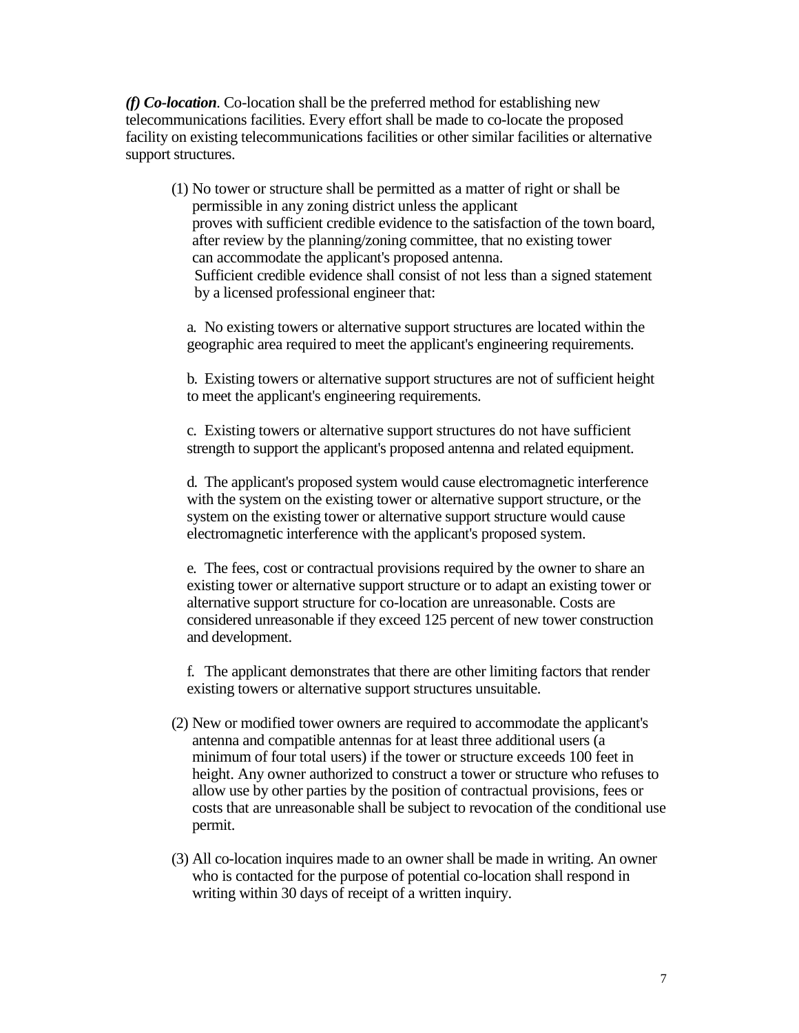***(f) Co-location***. Co-location shall be the preferred method for establishing new telecommunications facilities. Every effort shall be made to co-locate the proposed facility on existing telecommunications facilities or other similar facilities or alternative support structures.

(1) No tower or structure shall be permitted as a matter of right or shall be permissible in any zoning district unless the applicant proves with sufficient credible evidence to the satisfaction of the town board, after review by the planning/zoning committee, that no existing tower can accommodate the applicant's proposed antenna. Sufficient credible evidence shall consist of not less than a signed statement by a licensed professional engineer that:

a. No existing towers or alternative support structures are located within the geographic area required to meet the applicant's engineering requirements.

b. Existing towers or alternative support structures are not of sufficient height to meet the applicant's engineering requirements.

c. Existing towers or alternative support structures do not have sufficient strength to support the applicant's proposed antenna and related equipment.

d. The applicant's proposed system would cause electromagnetic interference with the system on the existing tower or alternative support structure, or the system on the existing tower or alternative support structure would cause electromagnetic interference with the applicant's proposed system.

e. The fees, cost or contractual provisions required by the owner to share an existing tower or alternative support structure or to adapt an existing tower or alternative support structure for co-location are unreasonable. Costs are considered unreasonable if they exceed 125 percent of new tower construction and development.

f. The applicant demonstrates that there are other limiting factors that render existing towers or alternative support structures unsuitable.

(2) New or modified tower owners are required to accommodate the applicant's antenna and compatible antennas for at least three additional users (a minimum of four total users) if the tower or structure exceeds 100 feet in height. Any owner authorized to construct a tower or structure who refuses to allow use by other parties by the position of contractual provisions, fees or costs that are unreasonable shall be subject to revocation of the conditional use permit.

(3) All co-location inquires made to an owner shall be made in writing. An owner who is contacted for the purpose of potential co-location shall respond in writing within 30 days of receipt of a written inquiry.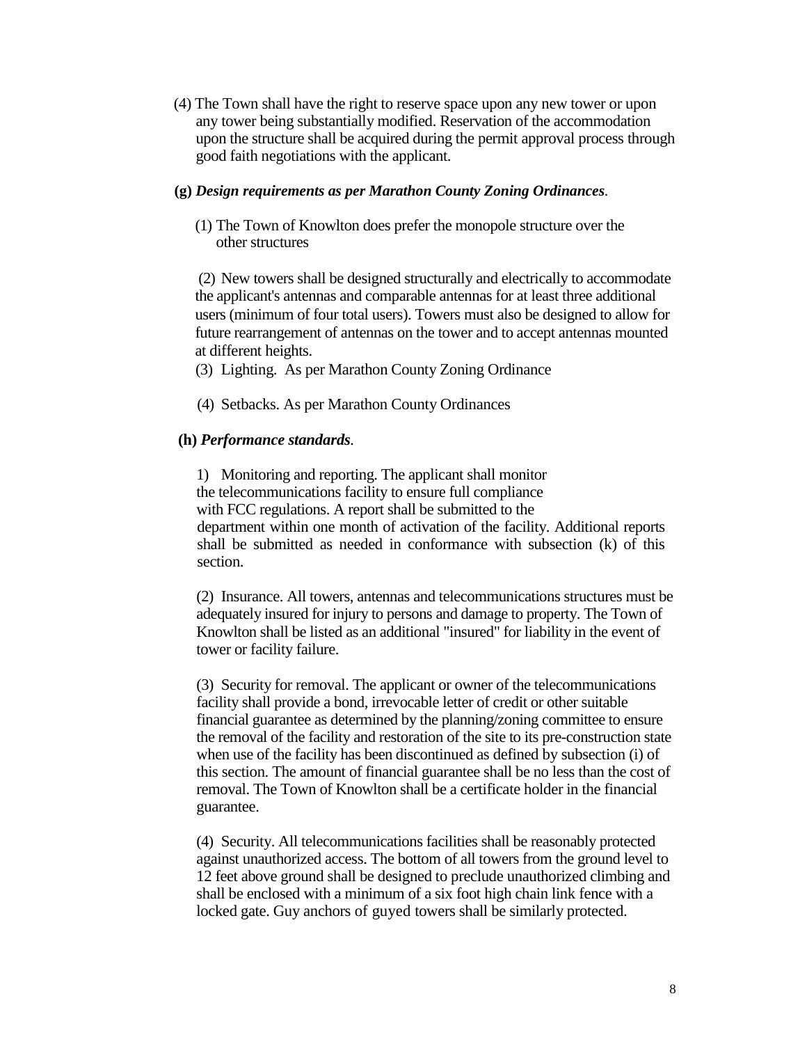(4) The Town shall have the right to reserve space upon any new tower or upon any tower being substantially modified. Reservation of the accommodation upon the structure shall be acquired during the permit approval process through good faith negotiations with the applicant.

**(g)** ***Design requirements as per Marathon County Zoning Ordinances*.**

(1) The Town of Knowlton does prefer the monopole structure over the other structures

(2) New towers shall be designed structurally and electrically to accommodate the applicant's antennas and comparable antennas for at least three additional users (minimum of four total users). Towers must also be designed to allow for future rearrangement of antennas on the tower and to accept antennas mounted at different heights.

(3) Lighting. As per Marathon County Zoning Ordinance

(4) Setbacks. As per Marathon County Ordinances

**(h)** ***Performance standards*.**

1) Monitoring and reporting. The applicant shall monitor the telecommunications facility to ensure full compliance with FCC regulations. A report shall be submitted to the department within one month of activation of the facility. Additional reports shall be submitted as needed in conformance with subsection (k) of this section.

(2) Insurance. All towers, antennas and telecommunications structures must be adequately insured for injury to persons and damage to property. The Town of Knowlton shall be listed as an additional "insured" for liability in the event of tower or facility failure.

(3) Security for removal. The applicant or owner of the telecommunications facility shall provide a bond, irrevocable letter of credit or other suitable financial guarantee as determined by the planning/zoning committee to ensure the removal of the facility and restoration of the site to its pre-construction state when use of the facility has been discontinued as defined by subsection (i) of this section. The amount of financial guarantee shall be no less than the cost of removal. The Town of Knowlton shall be a certificate holder in the financial guarantee.

(4) Security. All telecommunications facilities shall be reasonably protected against unauthorized access. The bottom of all towers from the ground level to 12 feet above ground shall be designed to preclude unauthorized climbing and shall be enclosed with a minimum of a six foot high chain link fence with a locked gate. Guy anchors of guyed towers shall be similarly protected.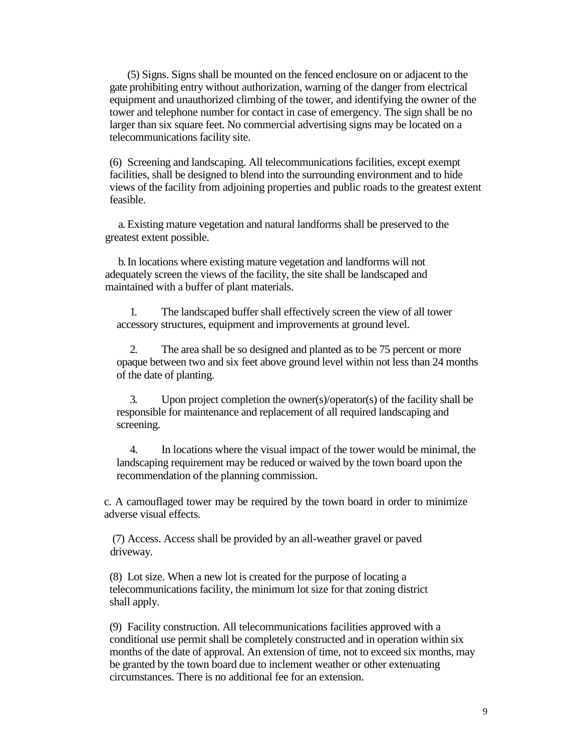(5) Signs. Signs shall be mounted on the fenced enclosure on or adjacent to the gate prohibiting entry without authorization, warning of the danger from electrical equipment and unauthorized climbing of the tower, and identifying the owner of the tower and telephone number for contact in case of emergency. The sign shall be no larger than six square feet. No commercial advertising signs may be located on a telecommunications facility site.

(6) Screening and landscaping. All telecommunications facilities, except exempt facilities, shall be designed to blend into the surrounding environment and to hide views of the facility from adjoining properties and public roads to the greatest extent feasible.

a. Existing mature vegetation and natural landforms shall be preserved to the greatest extent possible.

b. In locations where existing mature vegetation and landforms will not adequately screen the views of the facility, the site shall be landscaped and maintained with a buffer of plant materials.

1. The landscaped buffer shall effectively screen the view of all tower accessory structures, equipment and improvements at ground level.

2. The area shall be so designed and planted as to be 75 percent or more opaque between two and six feet above ground level within not less than 24 months of the date of planting.

3. Upon project completion the owner(s)/operator(s) of the facility shall be responsible for maintenance and replacement of all required landscaping and screening.

4. In locations where the visual impact of the tower would be minimal, the landscaping requirement may be reduced or waived by the town board upon the recommendation of the planning commission.

c. A camouflaged tower may be required by the town board in order to minimize adverse visual effects.

(7) Access. Access shall be provided by an all-weather gravel or paved driveway.

(8) Lot size. When a new lot is created for the purpose of locating a telecommunications facility, the minimum lot size for that zoning district shall apply.

(9) Facility construction. All telecommunications facilities approved with a conditional use permit shall be completely constructed and in operation within six months of the date of approval. An extension of time, not to exceed six months, may be granted by the town board due to inclement weather or other extenuating circumstances. There is no additional fee for an extension.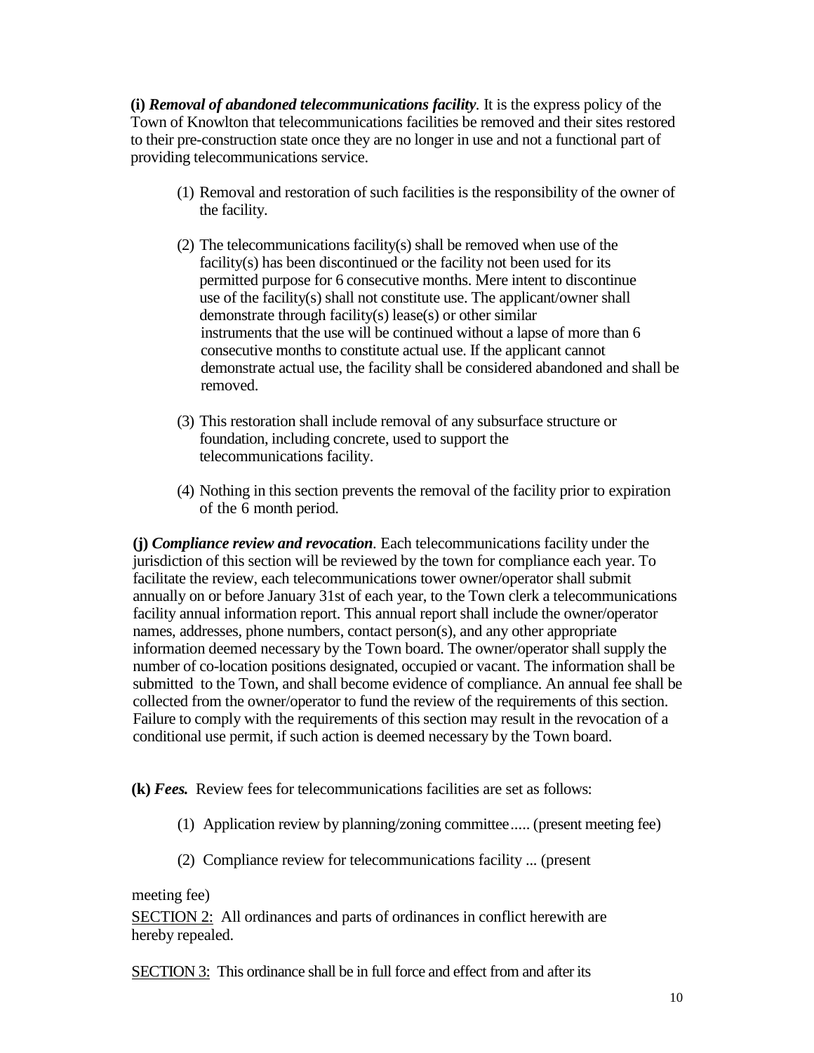**(i)** ***Removal of abandoned telecommunications facility***. It is the express policy of the Town of Knowlton that telecommunications facilities be removed and their sites restored to their pre-construction state once they are no longer in use and not a functional part of providing telecommunications service.

(1) Removal and restoration of such facilities is the responsibility of the owner of the facility.

(2) The telecommunications facility(s) shall be removed when use of the facility(s) has been discontinued or the facility not been used for its permitted purpose for 6 consecutive months. Mere intent to discontinue use of the facility(s) shall not constitute use. The applicant/owner shall demonstrate through facility(s) lease(s) or other similar instruments that the use will be continued without a lapse of more than 6 consecutive months to constitute actual use. If the applicant cannot demonstrate actual use, the facility shall be considered abandoned and shall be removed.

(3) This restoration shall include removal of any subsurface structure or foundation, including concrete, used to support the telecommunications facility.

(4) Nothing in this section prevents the removal of the facility prior to expiration of the 6 month period.

**(j)** ***Compliance review and revocation***. Each telecommunications facility under the jurisdiction of this section will be reviewed by the town for compliance each year. To facilitate the review, each telecommunications tower owner/operator shall submit annually on or before January 31st of each year, to the Town clerk a telecommunications facility annual information report. This annual report shall include the owner/operator names, addresses, phone numbers, contact person(s), and any other appropriate information deemed necessary by the Town board. The owner/operator shall supply the number of co-location positions designated, occupied or vacant. The information shall be submitted to the Town, and shall become evidence of compliance. An annual fee shall be collected from the owner/operator to fund the review of the requirements of this section. Failure to comply with the requirements of this section may result in the revocation of a conditional use permit, if such action is deemed necessary by the Town board.

**(k)** ***Fees.*** Review fees for telecommunications facilities are set as follows:

(1) Application review by planning/zoning committee..... (present meeting fee)

(2) Compliance review for telecommunications facility ... (present meeting fee)

<u>SECTION 2:</u> All ordinances and parts of ordinances in conflict herewith are hereby repealed.

<u>SECTION 3:</u> This ordinance shall be in full force and effect from and after its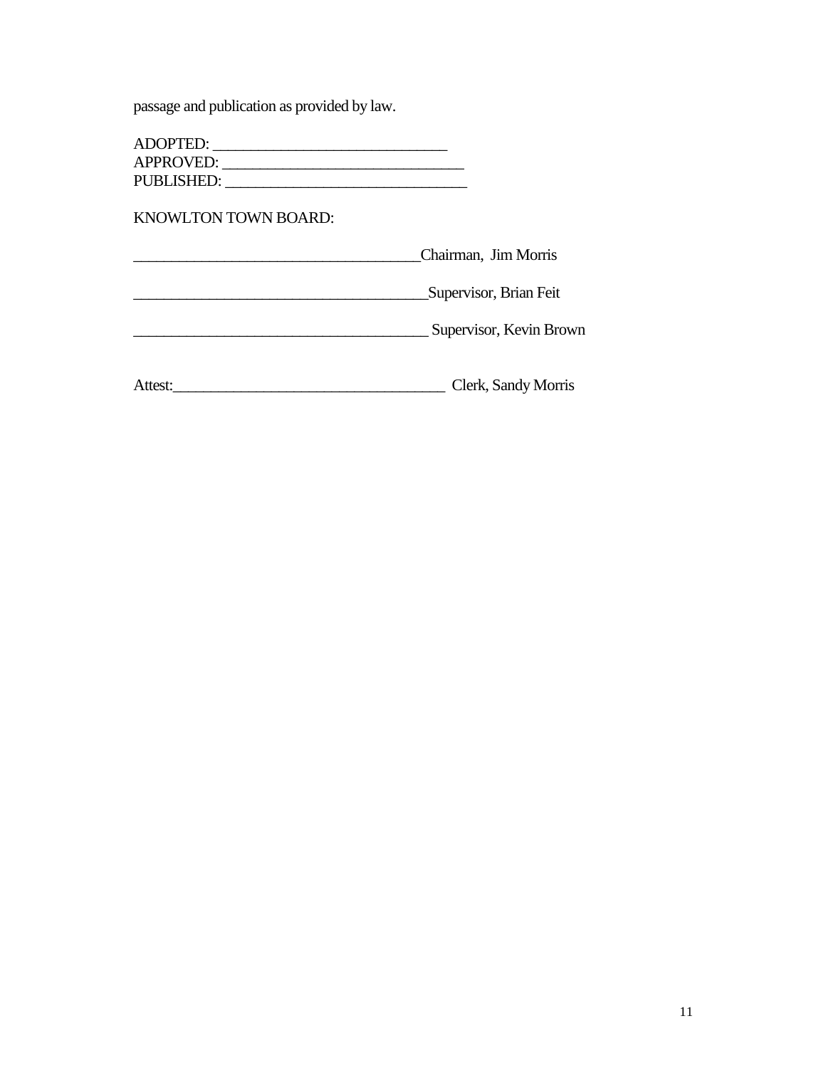passage and publication as provided by law.

ADOPTED: ______________________________
APPROVED: ______________________________
PUBLISHED: ______________________________

KNOWLTON TOWN BOARD:

_____________________________________Chairman, Jim Morris

_____________________________________Supervisor, Brian Feit

_____________________________________ Supervisor, Kevin Brown

Attest:__________________________________ Clerk, Sandy Morris